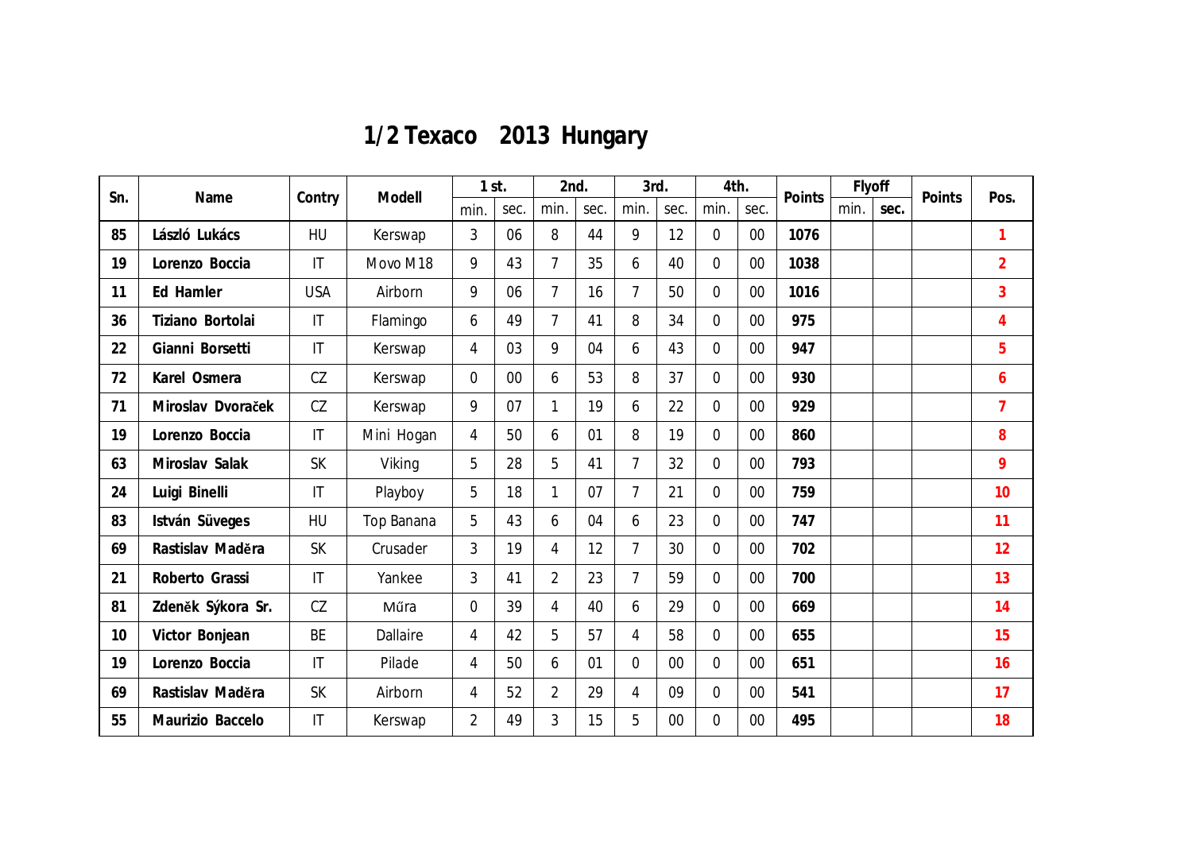# 1/2 Texaco 2013 Hungary

| Sn. | Name | Contry | Modell | 1 st. | | 2nd. | | 3rd. | | 4th. | | Points | Flyoff | | Points | Pos. |
|---|---|---|---|---|---|---|---|---|---|---|---|---|---|---|---|---|
| | | | | min. | sec. | min. | sec. | min. | sec. | min. | sec. | | min. | sec. | | |
| 85 | László Lukács | HU | Kerswap | 3 | 06 | 8 | 44 | 9 | 12 | 0 | 00 | 1076 | | | | 1 |
| 19 | Lorenzo Boccia | IT | Movo M18 | 9 | 43 | 7 | 35 | 6 | 40 | 0 | 00 | 1038 | | | | 2 |
| 11 | Ed Hamler | USA | Airborn | 9 | 06 | 7 | 16 | 7 | 50 | 0 | 00 | 1016 | | | | 3 |
| 36 | Tiziano Bortolai | IT | Flamingo | 6 | 49 | 7 | 41 | 8 | 34 | 0 | 00 | 975 | | | | 4 |
| 22 | Gianni Borsetti | IT | Kerswap | 4 | 03 | 9 | 04 | 6 | 43 | 0 | 00 | 947 | | | | 5 |
| 72 | Karel Osmera | CZ | Kerswap | 0 | 00 | 6 | 53 | 8 | 37 | 0 | 00 | 930 | | | | 6 |
| 71 | Miroslav Dvoraček | CZ | Kerswap | 9 | 07 | 1 | 19 | 6 | 22 | 0 | 00 | 929 | | | | 7 |
| 19 | Lorenzo Boccia | IT | Mini Hogan | 4 | 50 | 6 | 01 | 8 | 19 | 0 | 00 | 860 | | | | 8 |
| 63 | Miroslav Salak | SK | Viking | 5 | 28 | 5 | 41 | 7 | 32 | 0 | 00 | 793 | | | | 9 |
| 24 | Luigi Binelli | IT | Playboy | 5 | 18 | 1 | 07 | 7 | 21 | 0 | 00 | 759 | | | | 10 |
| 83 | István Süveges | HU | Top Banana | 5 | 43 | 6 | 04 | 6 | 23 | 0 | 00 | 747 | | | | 11 |
| 69 | Rastislav Maděra | SK | Crusader | 3 | 19 | 4 | 12 | 7 | 30 | 0 | 00 | 702 | | | | 12 |
| 21 | Roberto Grassi | IT | Yankee | 3 | 41 | 2 | 23 | 7 | 59 | 0 | 00 | 700 | | | | 13 |
| 81 | Zdeněk Sýkora Sr. | CZ | Műra | 0 | 39 | 4 | 40 | 6 | 29 | 0 | 00 | 669 | | | | 14 |
| 10 | Victor Bonjean | BE | Dallaire | 4 | 42 | 5 | 57 | 4 | 58 | 0 | 00 | 655 | | | | 15 |
| 19 | Lorenzo Boccia | IT | Pilade | 4 | 50 | 6 | 01 | 0 | 00 | 0 | 00 | 651 | | | | 16 |
| 69 | Rastislav Maděra | SK | Airborn | 4 | 52 | 2 | 29 | 4 | 09 | 0 | 00 | 541 | | | | 17 |
| 55 | Maurizio Baccelo | IT | Kerswap | 2 | 49 | 3 | 15 | 5 | 00 | 0 | 00 | 495 | | | | 18 |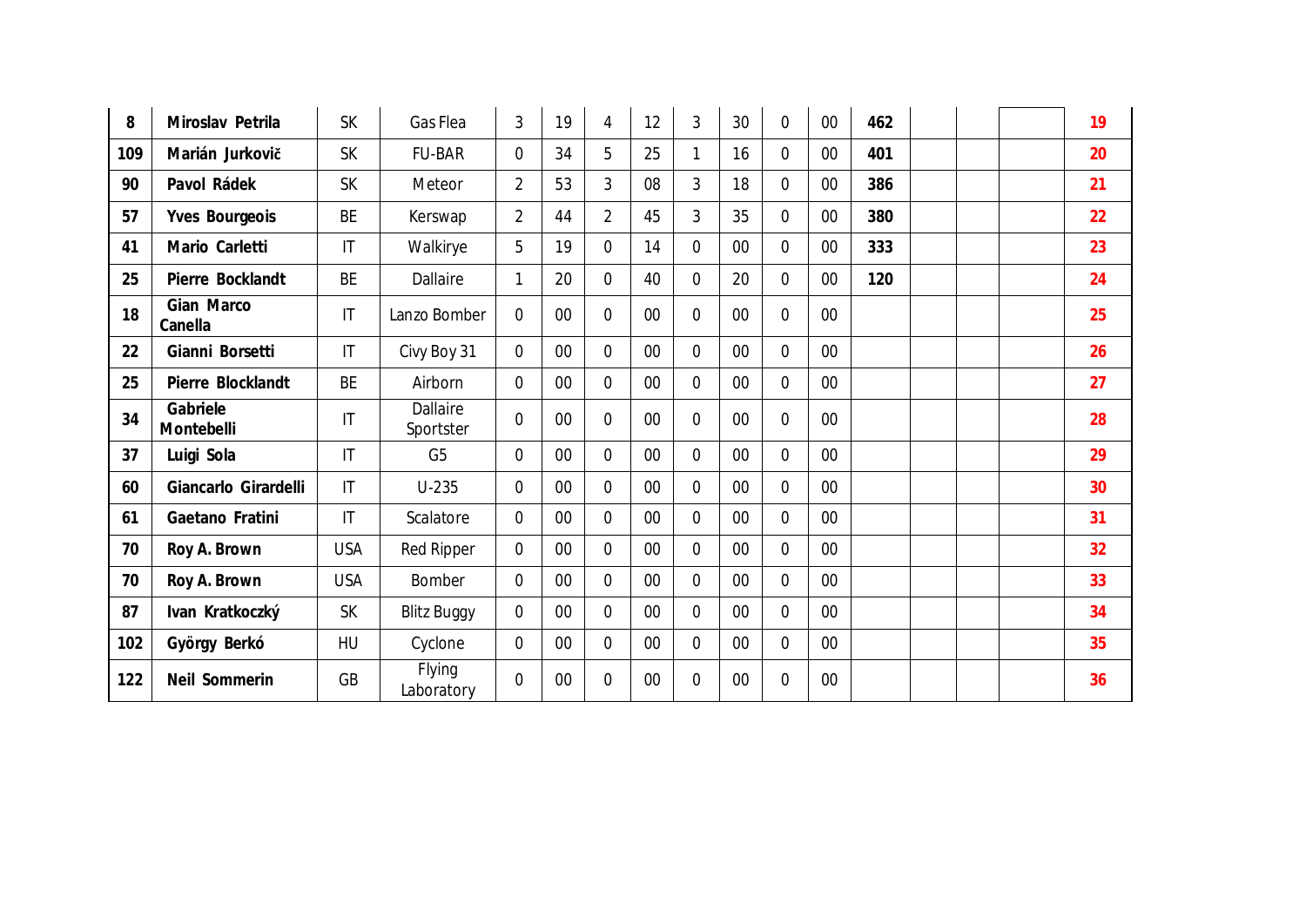| | | | | | | | | | | | | | | | | | |
|---|---|---|---|---|---|---|---|---|---|---|---|---|---|---|---|---|---|
| **8** | **Miroslav Petrila** | SK | Gas Flea | 3 | 19 | 4 | 12 | 3 | 30 | 0 | 00 | **462** | | | | | **19** |
| **109** | **Marián Jurkovič** | SK | FU-BAR | 0 | 34 | 5 | 25 | 1 | 16 | 0 | 00 | **401** | | | | | **20** |
| **90** | **Pavol Rádek** | SK | Meteor | 2 | 53 | 3 | 08 | 3 | 18 | 0 | 00 | **386** | | | | | **21** |
| **57** | **Yves Bourgeois** | BE | Kerswap | 2 | 44 | 2 | 45 | 3 | 35 | 0 | 00 | **380** | | | | | **22** |
| **41** | **Mario Carletti** | IT | Walkirye | 5 | 19 | 0 | 14 | 0 | 00 | 0 | 00 | **333** | | | | | **23** |
| **25** | **Pierre Bocklandt** | BE | Dallaire | 1 | 20 | 0 | 40 | 0 | 20 | 0 | 00 | **120** | | | | | **24** |
| **18** | **Gian Marco Canella** | IT | Lanzo Bomber | 0 | 00 | 0 | 00 | 0 | 00 | 0 | 00 | | | | | | **25** |
| **22** | **Gianni Borsetti** | IT | Civy Boy 31 | 0 | 00 | 0 | 00 | 0 | 00 | 0 | 00 | | | | | | **26** |
| **25** | **Pierre Blocklandt** | BE | Airborn | 0 | 00 | 0 | 00 | 0 | 00 | 0 | 00 | | | | | | **27** |
| **34** | **Gabriele Montebelli** | IT | Dallaire Sportster | 0 | 00 | 0 | 00 | 0 | 00 | 0 | 00 | | | | | | **28** |
| **37** | **Luigi Sola** | IT | G5 | 0 | 00 | 0 | 00 | 0 | 00 | 0 | 00 | | | | | | **29** |
| **60** | **Giancarlo Girardelli** | IT | U-235 | 0 | 00 | 0 | 00 | 0 | 00 | 0 | 00 | | | | | | **30** |
| **61** | **Gaetano Fratini** | IT | Scalatore | 0 | 00 | 0 | 00 | 0 | 00 | 0 | 00 | | | | | | **31** |
| **70** | **Roy A. Brown** | USA | Red Ripper | 0 | 00 | 0 | 00 | 0 | 00 | 0 | 00 | | | | | | **32** |
| **70** | **Roy A. Brown** | USA | Bomber | 0 | 00 | 0 | 00 | 0 | 00 | 0 | 00 | | | | | | **33** |
| **87** | **Ivan Kratkoczký** | SK | Blitz Buggy | 0 | 00 | 0 | 00 | 0 | 00 | 0 | 00 | | | | | | **34** |
| **102** | **György Berkó** | HU | Cyclone | 0 | 00 | 0 | 00 | 0 | 00 | 0 | 00 | | | | | | **35** |
| **122** | **Neil Sommerin** | GB | Flying Laboratory | 0 | 00 | 0 | 00 | 0 | 00 | 0 | 00 | | | | | | **36** |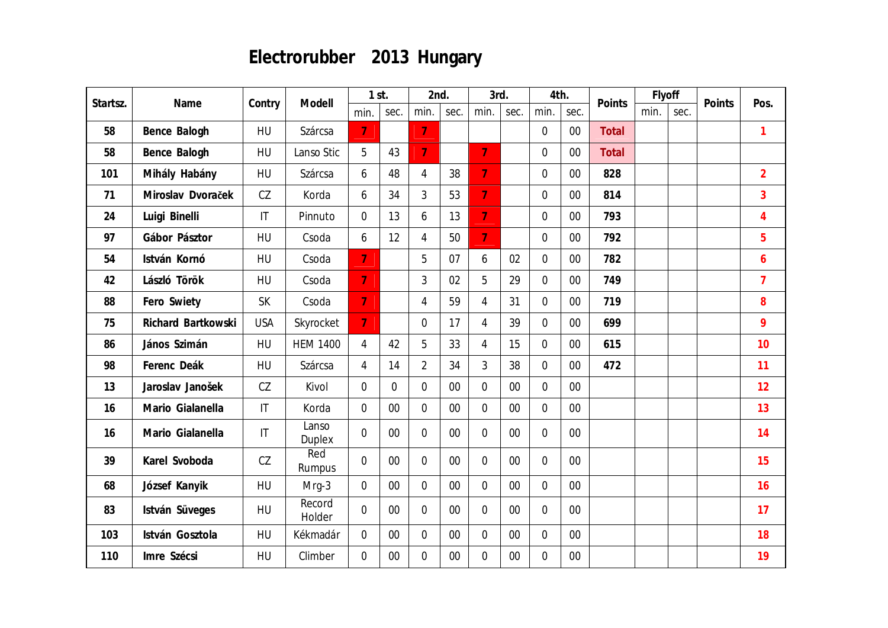# Electrorubber 2013 Hungary

| Startsz. | Name | Contry | Modell | 1 st. | | 2nd. | | 3rd. | | 4th. | | Points | Flyoff | | Points | Pos. |
|---|---|---|---|---|---|---|---|---|---|---|---|---|---|---|---|---|
| | | | | min. | sec. | min. | sec. | min. | sec. | min. | sec. | | min. | sec. | | |
| 58 | **Bence Balogh** | HU | Szárcsa | 7 | | 7 | | | | 0 | 00 | **Total** | | | | **1** |
| 58 | **Bence Balogh** | HU | Lanso Stic | 5 | 43 | 7 | | 7 | | 0 | 00 | **Total** | | | | |
| 101 | **Mihály Habány** | HU | Szárcsa | 6 | 48 | 4 | 38 | 7 | | 0 | 00 | **828** | | | | **2** |
| 71 | **Miroslav Dvoraček** | CZ | Korda | 6 | 34 | 3 | 53 | 7 | | 0 | 00 | **814** | | | | **3** |
| 24 | **Luigi Binelli** | IT | Pinnuto | 0 | 13 | 6 | 13 | 7 | | 0 | 00 | **793** | | | | **4** |
| 97 | **Gábor Pásztor** | HU | Csoda | 6 | 12 | 4 | 50 | 7 | | 0 | 00 | **792** | | | | **5** |
| 54 | **István Kornó** | HU | Csoda | 7 | | 5 | 07 | 6 | 02 | 0 | 00 | **782** | | | | **6** |
| 42 | **László Török** | HU | Csoda | 7 | | 3 | 02 | 5 | 29 | 0 | 00 | **749** | | | | **7** |
| 88 | **Fero Swiety** | SK | Csoda | 7 | | 4 | 59 | 4 | 31 | 0 | 00 | **719** | | | | **8** |
| 75 | **Richard Bartkowski** | USA | Skyrocket | 7 | | 0 | 17 | 4 | 39 | 0 | 00 | **699** | | | | **9** |
| 86 | **János Szimán** | HU | HEM 1400 | 4 | 42 | 5 | 33 | 4 | 15 | 0 | 00 | **615** | | | | **10** |
| 98 | **Ferenc Deák** | HU | Szárcsa | 4 | 14 | 2 | 34 | 3 | 38 | 0 | 00 | **472** | | | | **11** |
| 13 | **Jaroslav Janošek** | CZ | Kivol | 0 | 0 | 0 | 00 | 0 | 00 | 0 | 00 | | | | | **12** |
| 16 | **Mario Gialanella** | IT | Korda | 0 | 00 | 0 | 00 | 0 | 00 | 0 | 00 | | | | | **13** |
| 16 | **Mario Gialanella** | IT | Lanso Duplex | 0 | 00 | 0 | 00 | 0 | 00 | 0 | 00 | | | | | **14** |
| 39 | **Karel Svoboda** | CZ | Red Rumpus | 0 | 00 | 0 | 00 | 0 | 00 | 0 | 00 | | | | | **15** |
| 68 | **József Kanyik** | HU | Mrg-3 | 0 | 00 | 0 | 00 | 0 | 00 | 0 | 00 | | | | | **16** |
| 83 | **István Süveges** | HU | Record Holder | 0 | 00 | 0 | 00 | 0 | 00 | 0 | 00 | | | | | **17** |
| 103 | **István Gosztola** | HU | Kékmadár | 0 | 00 | 0 | 00 | 0 | 00 | 0 | 00 | | | | | **18** |
| 110 | **Imre Szécsi** | HU | Climber | 0 | 00 | 0 | 00 | 0 | 00 | 0 | 00 | | | | | **19** |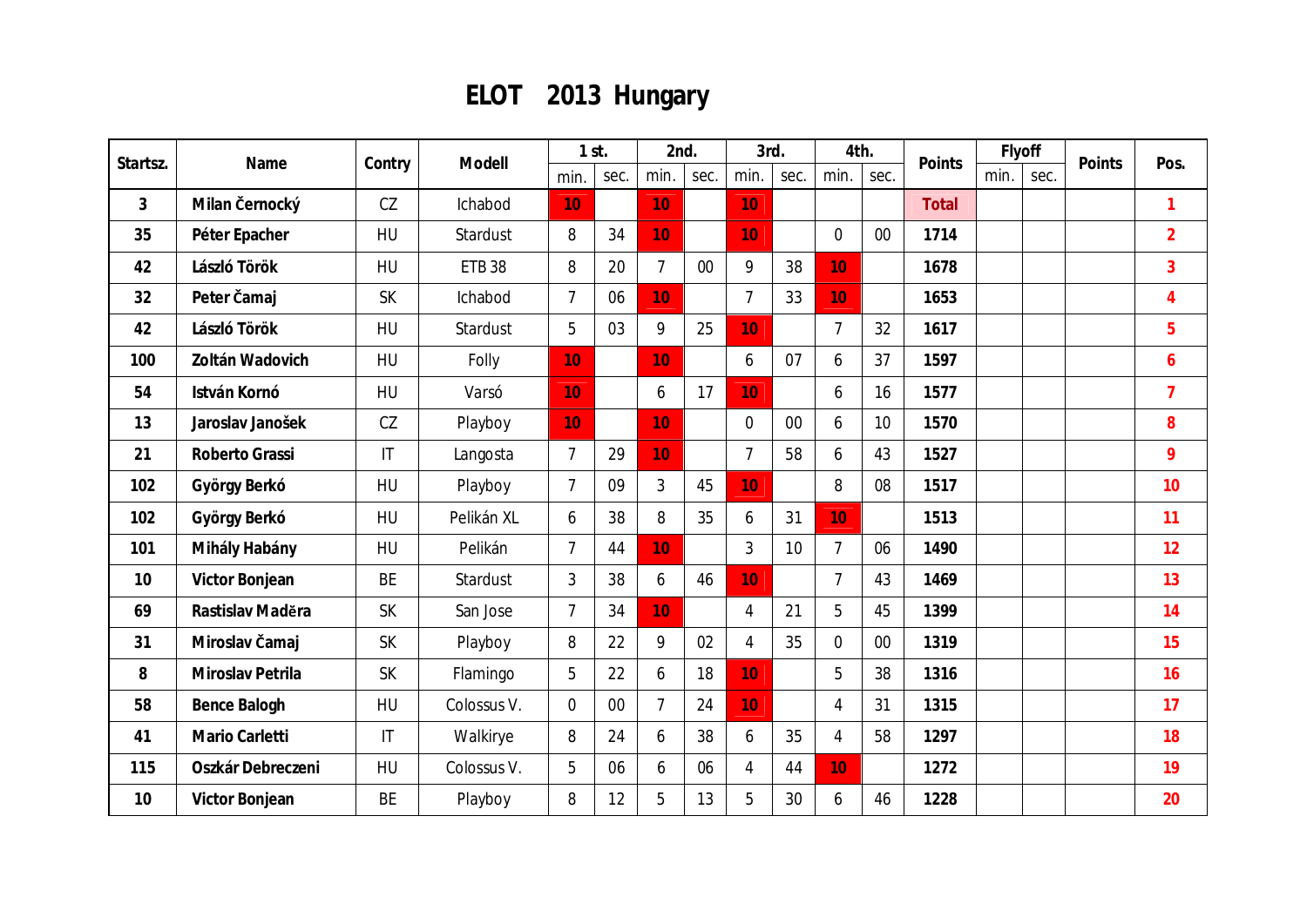# ELOT 2013 Hungary

| Startsz. | Name | Contry | Modell | 1 st. | | 2nd. | | 3rd. | | 4th. | | Points | Flyoff | | Points | Pos. |
|---|---|---|---|---|---|---|---|---|---|---|---|---|---|---|---|---|
| | | | | min. | sec. | min. | sec. | min. | sec. | min. | sec. | | min. | sec. | | |
| 3 | Milan Černocký | CZ | Ichabod | 10 | | 10 | | 10 | | | | Total | | | | 1 |
| 35 | Péter Epacher | HU | Stardust | 8 | 34 | 10 | | 10 | | 0 | 00 | 1714 | | | | 2 |
| 42 | László Török | HU | ETB 38 | 8 | 20 | 7 | 00 | 9 | 38 | 10 | | 1678 | | | | 3 |
| 32 | Peter Čamaj | SK | Ichabod | 7 | 06 | 10 | | 7 | 33 | 10 | | 1653 | | | | 4 |
| 42 | László Török | HU | Stardust | 5 | 03 | 9 | 25 | 10 | | 7 | 32 | 1617 | | | | 5 |
| 100 | Zoltán Wadovich | HU | Folly | 10 | | 10 | | 6 | 07 | 6 | 37 | 1597 | | | | 6 |
| 54 | István Kornó | HU | Varsó | 10 | | 6 | 17 | 10 | | 6 | 16 | 1577 | | | | 7 |
| 13 | Jaroslav Janošek | CZ | Playboy | 10 | | 10 | | 0 | 00 | 6 | 10 | 1570 | | | | 8 |
| 21 | Roberto Grassi | IT | Langosta | 7 | 29 | 10 | | 7 | 58 | 6 | 43 | 1527 | | | | 9 |
| 102 | György Berkó | HU | Playboy | 7 | 09 | 3 | 45 | 10 | | 8 | 08 | 1517 | | | | 10 |
| 102 | György Berkó | HU | Pelikán XL | 6 | 38 | 8 | 35 | 6 | 31 | 10 | | 1513 | | | | 11 |
| 101 | Mihály Habány | HU | Pelikán | 7 | 44 | 10 | | 3 | 10 | 7 | 06 | 1490 | | | | 12 |
| 10 | Victor Bonjean | BE | Stardust | 3 | 38 | 6 | 46 | 10 | | 7 | 43 | 1469 | | | | 13 |
| 69 | Rastislav Maděra | SK | San Jose | 7 | 34 | 10 | | 4 | 21 | 5 | 45 | 1399 | | | | 14 |
| 31 | Miroslav Čamaj | SK | Playboy | 8 | 22 | 9 | 02 | 4 | 35 | 0 | 00 | 1319 | | | | 15 |
| 8 | Miroslav Petrila | SK | Flamingo | 5 | 22 | 6 | 18 | 10 | | 5 | 38 | 1316 | | | | 16 |
| 58 | Bence Balogh | HU | Colossus V. | 0 | 00 | 7 | 24 | 10 | | 4 | 31 | 1315 | | | | 17 |
| 41 | Mario Carletti | IT | Walkirye | 8 | 24 | 6 | 38 | 6 | 35 | 4 | 58 | 1297 | | | | 18 |
| 115 | Oszkár Debreczeni | HU | Colossus V. | 5 | 06 | 6 | 06 | 4 | 44 | 10 | | 1272 | | | | 19 |
| 10 | Victor Bonjean | BE | Playboy | 8 | 12 | 5 | 13 | 5 | 30 | 6 | 46 | 1228 | | | | 20 |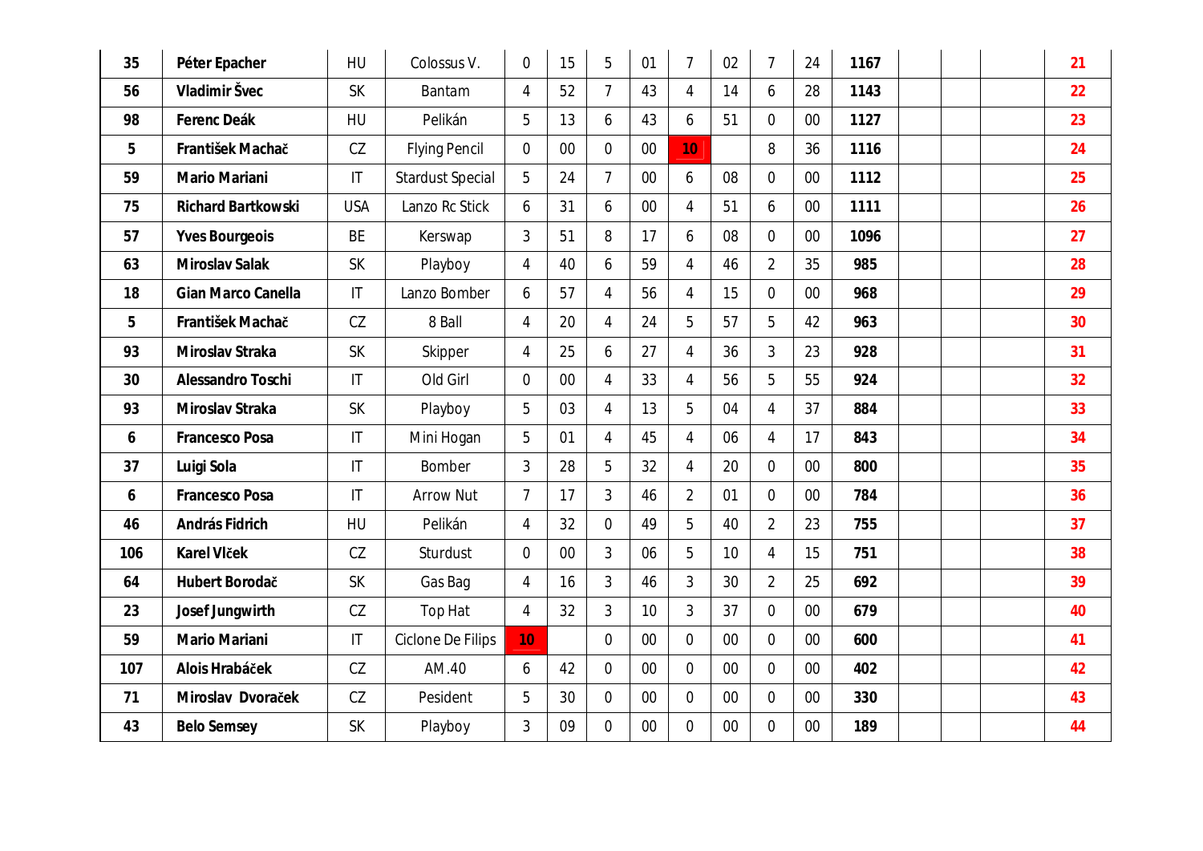| 35 | Péter Epacher | HU | Colossus V. | 0 | 15 | 5 | 01 | 7 | 02 | 7 | 24 | 1167 | | | | 21 |
|---|---|---|---|---|---|---|---|---|---|---|---|---|---|---|---|---|
| 56 | Vladimír Švec | SK | Bantam | 4 | 52 | 7 | 43 | 4 | 14 | 6 | 28 | 1143 | | | | 22 |
| 98 | Ferenc Deák | HU | Pelikán | 5 | 13 | 6 | 43 | 6 | 51 | 0 | 00 | 1127 | | | | 23 |
| 5 | František Machač | CZ | Flying Pencil | 0 | 00 | 0 | 00 | 10 | | 8 | 36 | 1116 | | | | 24 |
| 59 | Mario Mariani | IT | Stardust Special | 5 | 24 | 7 | 00 | 6 | 08 | 0 | 00 | 1112 | | | | 25 |
| 75 | Richard Bartkowski | USA | Lanzo Rc Stick | 6 | 31 | 6 | 00 | 4 | 51 | 6 | 00 | 1111 | | | | 26 |
| 57 | Yves Bourgeois | BE | Kerswap | 3 | 51 | 8 | 17 | 6 | 08 | 0 | 00 | 1096 | | | | 27 |
| 63 | Miroslav Salak | SK | Playboy | 4 | 40 | 6 | 59 | 4 | 46 | 2 | 35 | 985 | | | | 28 |
| 18 | Gian Marco Canella | IT | Lanzo Bomber | 6 | 57 | 4 | 56 | 4 | 15 | 0 | 00 | 968 | | | | 29 |
| 5 | František Machač | CZ | 8 Ball | 4 | 20 | 4 | 24 | 5 | 57 | 5 | 42 | 963 | | | | 30 |
| 93 | Miroslav Straka | SK | Skipper | 4 | 25 | 6 | 27 | 4 | 36 | 3 | 23 | 928 | | | | 31 |
| 30 | Alessandro Toschi | IT | Old Girl | 0 | 00 | 4 | 33 | 4 | 56 | 5 | 55 | 924 | | | | 32 |
| 93 | Miroslav Straka | SK | Playboy | 5 | 03 | 4 | 13 | 5 | 04 | 4 | 37 | 884 | | | | 33 |
| 6 | Francesco Posa | IT | Mini Hogan | 5 | 01 | 4 | 45 | 4 | 06 | 4 | 17 | 843 | | | | 34 |
| 37 | Luigi Sola | IT | Bomber | 3 | 28 | 5 | 32 | 4 | 20 | 0 | 00 | 800 | | | | 35 |
| 6 | Francesco Posa | IT | Arrow Nut | 7 | 17 | 3 | 46 | 2 | 01 | 0 | 00 | 784 | | | | 36 |
| 46 | András Fidrich | HU | Pelikán | 4 | 32 | 0 | 49 | 5 | 40 | 2 | 23 | 755 | | | | 37 |
| 106 | Karel Vlček | CZ | Sturdust | 0 | 00 | 3 | 06 | 5 | 10 | 4 | 15 | 751 | | | | 38 |
| 64 | Hubert Borodač | SK | Gas Bag | 4 | 16 | 3 | 46 | 3 | 30 | 2 | 25 | 692 | | | | 39 |
| 23 | Josef Jungwirth | CZ | Top Hat | 4 | 32 | 3 | 10 | 3 | 37 | 0 | 00 | 679 | | | | 40 |
| 59 | Mario Mariani | IT | Ciclone De Filips | 10 | | 0 | 00 | 0 | 00 | 0 | 00 | 600 | | | | 41 |
| 107 | Alois Hrabáček | CZ | AM.40 | 6 | 42 | 0 | 00 | 0 | 00 | 0 | 00 | 402 | | | | 42 |
| 71 | Miroslav Dvoraček | CZ | Pesident | 5 | 30 | 0 | 00 | 0 | 00 | 0 | 00 | 330 | | | | 43 |
| 43 | Belo Semsey | SK | Playboy | 3 | 09 | 0 | 00 | 0 | 00 | 0 | 00 | 189 | | | | 44 |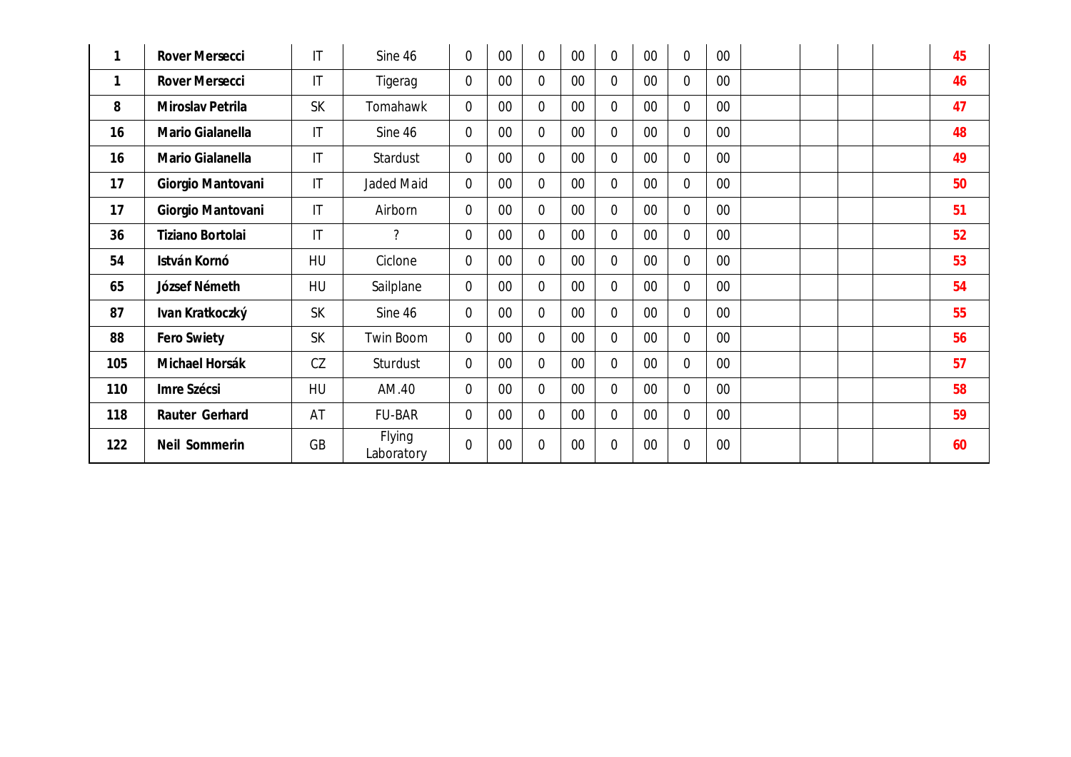| | | | | | | | | | | | | | | | | |
|---|---|---|---|---|---|---|---|---|---|---|---|---|---|---|---|---|
| **1** | **Rover Mersecci** | IT | Sine 46 | 0 | 00 | 0 | 00 | 0 | 00 | 0 | 00 | | | | | **45** |
| **1** | **Rover Mersecci** | IT | Tigerag | 0 | 00 | 0 | 00 | 0 | 00 | 0 | 00 | | | | | **46** |
| **8** | **Miroslav Petrila** | SK | Tomahawk | 0 | 00 | 0 | 00 | 0 | 00 | 0 | 00 | | | | | **47** |
| **16** | **Mario Gialanella** | IT | Sine 46 | 0 | 00 | 0 | 00 | 0 | 00 | 0 | 00 | | | | | **48** |
| **16** | **Mario Gialanella** | IT | Stardust | 0 | 00 | 0 | 00 | 0 | 00 | 0 | 00 | | | | | **49** |
| **17** | **Giorgio Mantovani** | IT | Jaded Maid | 0 | 00 | 0 | 00 | 0 | 00 | 0 | 00 | | | | | **50** |
| **17** | **Giorgio Mantovani** | IT | Airborn | 0 | 00 | 0 | 00 | 0 | 00 | 0 | 00 | | | | | **51** |
| **36** | **Tiziano Bortolai** | IT | ? | 0 | 00 | 0 | 00 | 0 | 00 | 0 | 00 | | | | | **52** |
| **54** | **István Kornó** | HU | Ciclone | 0 | 00 | 0 | 00 | 0 | 00 | 0 | 00 | | | | | **53** |
| **65** | **József Németh** | HU | Sailplane | 0 | 00 | 0 | 00 | 0 | 00 | 0 | 00 | | | | | **54** |
| **87** | **Ivan Kratkoczký** | SK | Sine 46 | 0 | 00 | 0 | 00 | 0 | 00 | 0 | 00 | | | | | **55** |
| **88** | **Fero Swiety** | SK | Twin Boom | 0 | 00 | 0 | 00 | 0 | 00 | 0 | 00 | | | | | **56** |
| **105** | **Michael Horsák** | CZ | Sturdust | 0 | 00 | 0 | 00 | 0 | 00 | 0 | 00 | | | | | **57** |
| **110** | **Imre Szécsi** | HU | AM.40 | 0 | 00 | 0 | 00 | 0 | 00 | 0 | 00 | | | | | **58** |
| **118** | **Rauter Gerhard** | AT | FU-BAR | 0 | 00 | 0 | 00 | 0 | 00 | 0 | 00 | | | | | **59** |
| **122** | **Neil Sommerin** | GB | Flying Laboratory | 0 | 00 | 0 | 00 | 0 | 00 | 0 | 00 | | | | | **60** |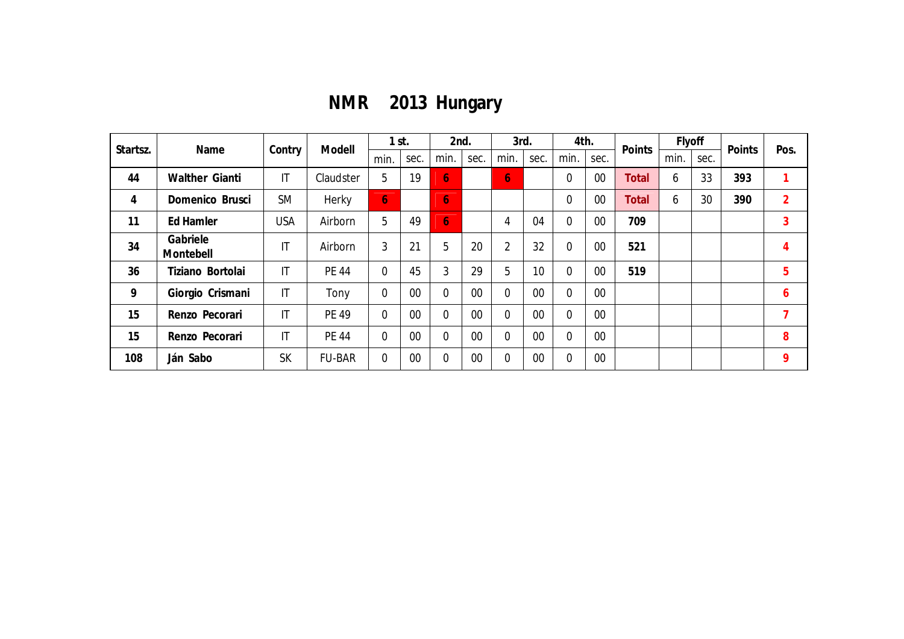# NMR 2013 Hungary

| Startsz. | Name | Contry | Modell | 1 st. | | 2nd. | | 3rd. | | 4th. | | Points | Flyoff | | Points | Pos. |
|---|---|---|---|---|---|---|---|---|---|---|---|---|---|---|---|---|
| | | | | min. | sec. | min. | sec. | min. | sec. | min. | sec. | | min. | sec. | | |
| 44 | Walther Gianti | IT | Claudster | 5 | 19 | 6 | | 6 | | 0 | 00 | Total | 6 | 33 | 393 | 1 |
| 4 | Domenico Brusci | SM | Herky | 6 | | 6 | | | | 0 | 00 | Total | 6 | 30 | 390 | 2 |
| 11 | Ed Hamler | USA | Airborn | 5 | 49 | 6 | | 4 | 04 | 0 | 00 | 709 | | | | 3 |
| 34 | Gabriele Montebell | IT | Airborn | 3 | 21 | 5 | 20 | 2 | 32 | 0 | 00 | 521 | | | | 4 |
| 36 | Tiziano Bortolai | IT | PE 44 | 0 | 45 | 3 | 29 | 5 | 10 | 0 | 00 | 519 | | | | 5 |
| 9 | Giorgio Crismani | IT | Tony | 0 | 00 | 0 | 00 | 0 | 00 | 0 | 00 | | | | | 6 |
| 15 | Renzo Pecorari | IT | PE 49 | 0 | 00 | 0 | 00 | 0 | 00 | 0 | 00 | | | | | 7 |
| 15 | Renzo Pecorari | IT | PE 44 | 0 | 00 | 0 | 00 | 0 | 00 | 0 | 00 | | | | | 8 |
| 108 | Ján Sabo | SK | FU-BAR | 0 | 00 | 0 | 00 | 0 | 00 | 0 | 00 | | | | | 9 |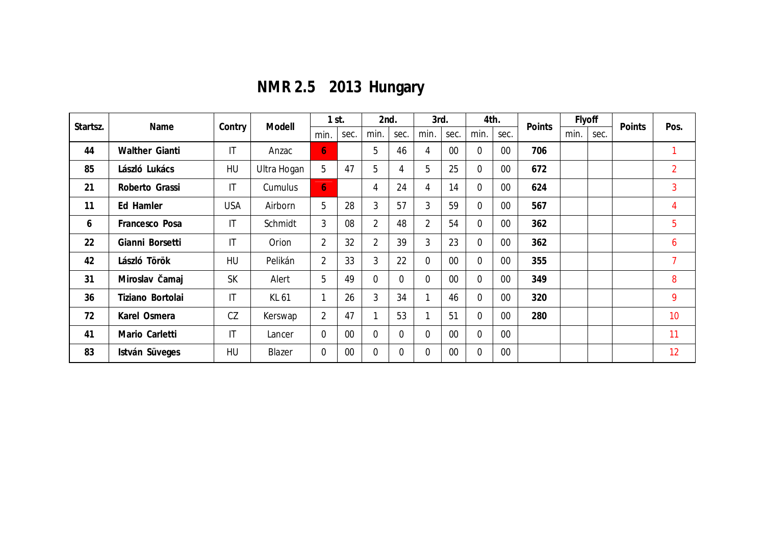# NMR 2.5 2013 Hungary

| Startsz. | Name | Contry | Modell | 1 st. | | 2nd. | | 3rd. | | 4th. | | Points | Flyoff | | Points | Pos. |
|---|---|---|---|---|---|---|---|---|---|---|---|---|---|---|---|---|
| | | | | min. | sec. | min. | sec. | min. | sec. | min. | sec. | | min. | sec. | | |
| **44** | **Walther Gianti** | IT | Anzac | **6** | | 5 | 46 | 4 | 00 | 0 | 00 | **706** | | | | 1 |
| **85** | **László Lukács** | HU | Ultra Hogan | 5 | 47 | 5 | 4 | 5 | 25 | 0 | 00 | **672** | | | | 2 |
| **21** | **Roberto Grassi** | IT | Cumulus | **6** | | 4 | 24 | 4 | 14 | 0 | 00 | **624** | | | | 3 |
| **11** | **Ed Hamler** | USA | Airborn | 5 | 28 | 3 | 57 | 3 | 59 | 0 | 00 | **567** | | | | 4 |
| **6** | **Francesco Posa** | IT | Schmidt | 3 | 08 | 2 | 48 | 2 | 54 | 0 | 00 | **362** | | | | 5 |
| **22** | **Gianni Borsetti** | IT | Orion | 2 | 32 | 2 | 39 | 3 | 23 | 0 | 00 | **362** | | | | 6 |
| **42** | **László Török** | HU | Pelikán | 2 | 33 | 3 | 22 | 0 | 00 | 0 | 00 | **355** | | | | 7 |
| **31** | **Miroslav Čamaj** | SK | Alert | 5 | 49 | 0 | 0 | 0 | 00 | 0 | 00 | **349** | | | | 8 |
| **36** | **Tiziano Bortolai** | IT | KL 61 | 1 | 26 | 3 | 34 | 1 | 46 | 0 | 00 | **320** | | | | 9 |
| **72** | **Karel Osmera** | CZ | Kerswap | 2 | 47 | 1 | 53 | 1 | 51 | 0 | 00 | **280** | | | | 10 |
| **41** | **Mario Carletti** | IT | Lancer | 0 | 00 | 0 | 0 | 0 | 00 | 0 | 00 | | | | | 11 |
| **83** | **István Süveges** | HU | Blazer | 0 | 00 | 0 | 0 | 0 | 00 | 0 | 00 | | | | | 12 |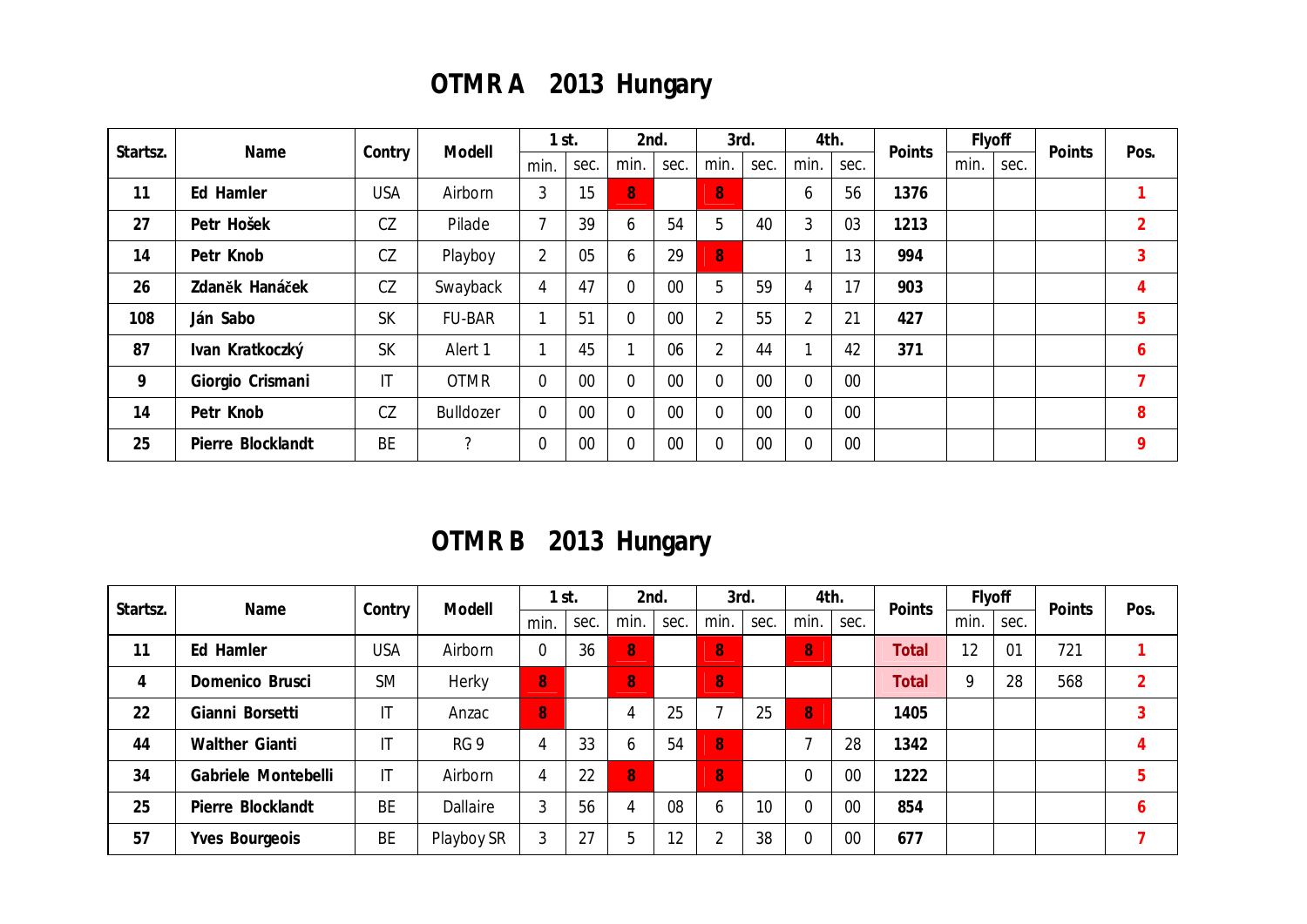# OTMR A   2013 Hungary

| Startsz. | Name | Contry | Modell | 1 st. | | 2nd. | | 3rd. | | 4th. | | Points | Flyoff | | Points | Pos. |
|---|---|---|---|---|---|---|---|---|---|---|---|---|---|---|---|---|
| | | | | min. | sec. | min. | sec. | min. | sec. | min. | sec. | | min. | sec. | | |
| **11** | **Ed Hamler** | USA | Airborn | 3 | 15 | 8 | | 8 | | 6 | 56 | **1376** | | | | **1** |
| **27** | **Petr Hošek** | CZ | Pilade | 7 | 39 | 6 | 54 | 5 | 40 | 3 | 03 | **1213** | | | | **2** |
| **14** | **Petr Knob** | CZ | Playboy | 2 | 05 | 6 | 29 | 8 | | 1 | 13 | **994** | | | | **3** |
| **26** | **Zdaněk Hanáček** | CZ | Swayback | 4 | 47 | 0 | 00 | 5 | 59 | 4 | 17 | **903** | | | | **4** |
| **108** | **Ján Sabo** | SK | FU-BAR | 1 | 51 | 0 | 00 | 2 | 55 | 2 | 21 | **427** | | | | **5** |
| **87** | **Ivan Kratkoczký** | SK | Alert 1 | 1 | 45 | 1 | 06 | 2 | 44 | 1 | 42 | **371** | | | | **6** |
| **9** | **Giorgio Crismani** | IT | OTMR | 0 | 00 | 0 | 00 | 0 | 00 | 0 | 00 | | | | | **7** |
| **14** | **Petr Knob** | CZ | Bulldozer | 0 | 00 | 0 | 00 | 0 | 00 | 0 | 00 | | | | | **8** |
| **25** | **Pierre Blocklandt** | BE | ? | 0 | 00 | 0 | 00 | 0 | 00 | 0 | 00 | | | | | **9** |

# OTMR B   2013 Hungary

| Startsz. | Name | Contry | Modell | 1 st. | | 2nd. | | 3rd. | | 4th. | | Points | Flyoff | | Points | Pos. |
|---|---|---|---|---|---|---|---|---|---|---|---|---|---|---|---|---|
| | | | | min. | sec. | min. | sec. | min. | sec. | min. | sec. | | min. | sec. | | |
| **11** | **Ed Hamler** | USA | Airborn | 0 | 36 | 8 | | 8 | | 8 | | **Total** | 12 | 01 | 721 | **1** |
| **4** | **Domenico Brusci** | SM | Herky | 8 | | 8 | | 8 | | | | **Total** | 9 | 28 | 568 | **2** |
| **22** | **Gianni Borsetti** | IT | Anzac | 8 | | 4 | 25 | 7 | 25 | 8 | | **1405** | | | | **3** |
| **44** | **Walther Gianti** | IT | RG 9 | 4 | 33 | 6 | 54 | 8 | | 7 | 28 | **1342** | | | | **4** |
| **34** | **Gabriele Montebelli** | IT | Airborn | 4 | 22 | 8 | | 8 | | 0 | 00 | **1222** | | | | **5** |
| **25** | **Pierre Blocklandt** | BE | Dallaire | 3 | 56 | 4 | 08 | 6 | 10 | 0 | 00 | **854** | | | | **6** |
| **57** | **Yves Bourgeois** | BE | Playboy SR | 3 | 27 | 5 | 12 | 2 | 38 | 0 | 00 | **677** | | | | **7** |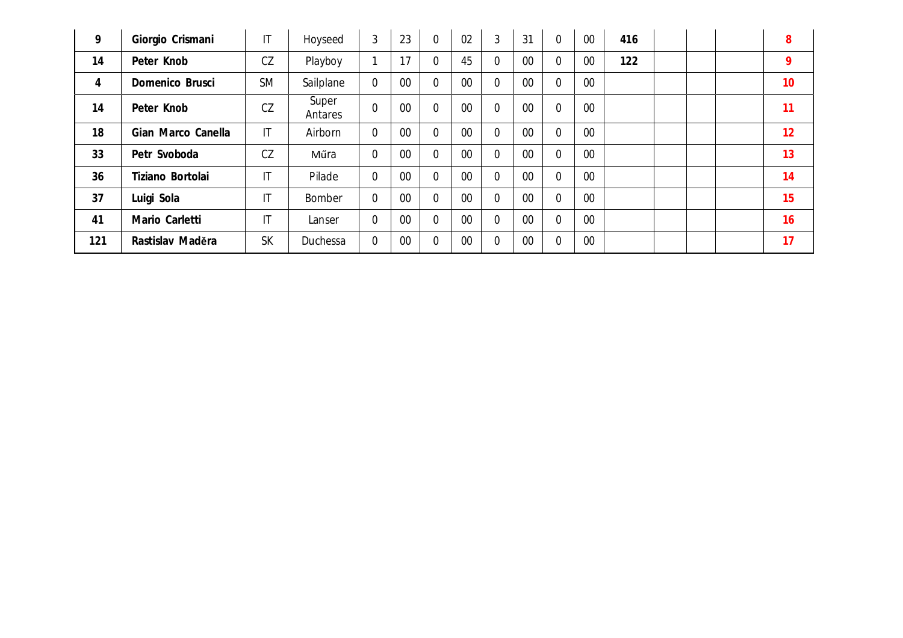| | | | | | | | | | | | | | | | | |
|---|---|---|---|---|---|---|---|---|---|---|---|---|---|---|---|---|
| **9** | **Giorgio Crismani** | IT | Hoyseed | 3 | 23 | 0 | 02 | 3 | 31 | 0 | 00 | **416** | | | | **8** |
| **14** | **Peter Knob** | CZ | Playboy | 1 | 17 | 0 | 45 | 0 | 00 | 0 | 00 | **122** | | | | **9** |
| **4** | **Domenico Brusci** | SM | Sailplane | 0 | 00 | 0 | 00 | 0 | 00 | 0 | 00 | | | | | **10** |
| **14** | **Peter Knob** | CZ | Super Antares | 0 | 00 | 0 | 00 | 0 | 00 | 0 | 00 | | | | | **11** |
| **18** | **Gian Marco Canella** | IT | Airborn | 0 | 00 | 0 | 00 | 0 | 00 | 0 | 00 | | | | | **12** |
| **33** | **Petr Svoboda** | CZ | Műra | 0 | 00 | 0 | 00 | 0 | 00 | 0 | 00 | | | | | **13** |
| **36** | **Tiziano Bortolai** | IT | Pilade | 0 | 00 | 0 | 00 | 0 | 00 | 0 | 00 | | | | | **14** |
| **37** | **Luigi Sola** | IT | Bomber | 0 | 00 | 0 | 00 | 0 | 00 | 0 | 00 | | | | | **15** |
| **41** | **Mario Carletti** | IT | Lanser | 0 | 00 | 0 | 00 | 0 | 00 | 0 | 00 | | | | | **16** |
| **121** | **Rastislav Maděra** | SK | Duchessa | 0 | 00 | 0 | 00 | 0 | 00 | 0 | 00 | | | | | **17** |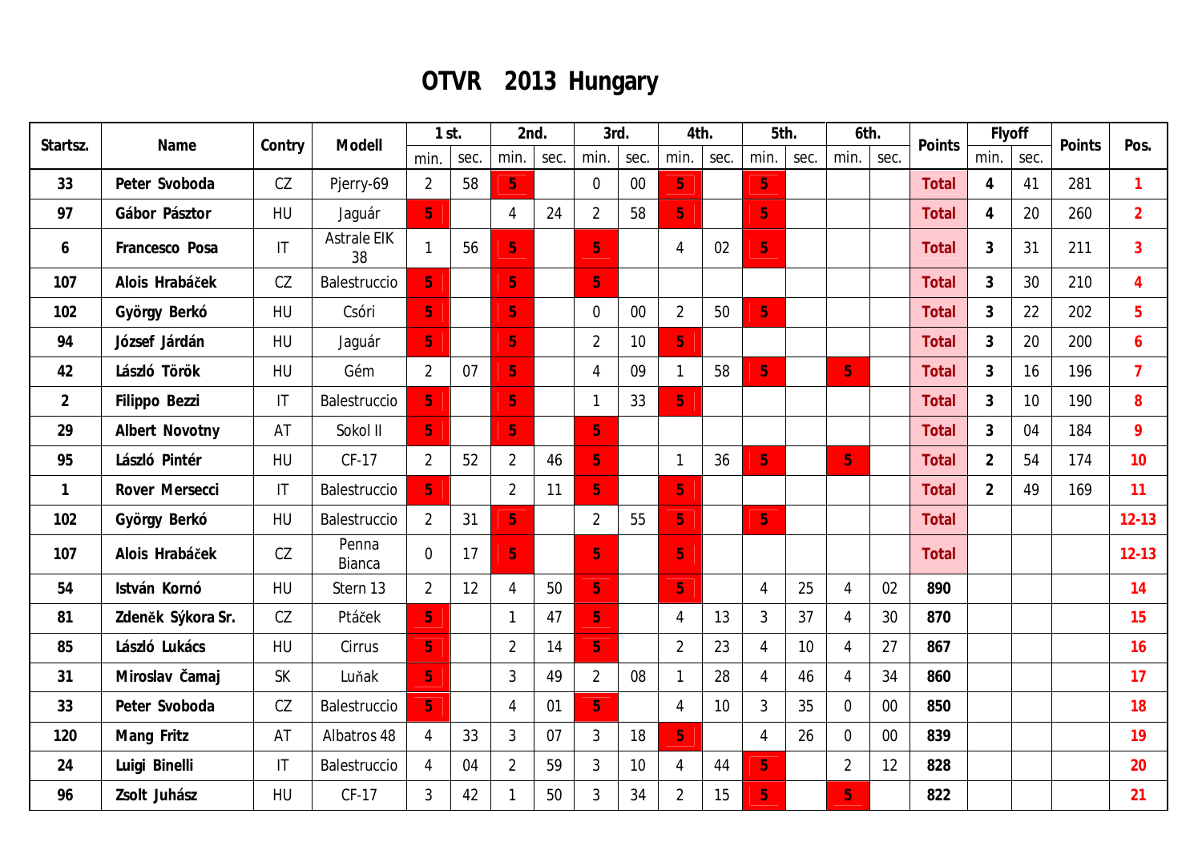# OTVR 2013 Hungary

| Startsz. | Name | Contry | Modell | 1 st. | | 2nd. | | 3rd. | | 4th. | | 5th. | | 6th. | | Points | Flyoff | | Points | Pos. |
|---|---|---|---|---|---|---|---|---|---|---|---|---|---|---|---|---|---|---|---|---|
| | | | | min. | sec. | min. | sec. | min. | sec. | min. | sec. | min. | sec. | min. | sec. | | min. | sec. | | |
| 33 | Peter Svoboda | CZ | Pjerry-69 | 2 | 58 | 5 | | 0 | 00 | 5 | | 5 | | | | Total | 4 | 41 | 281 | 1 |
| 97 | Gábor Pásztor | HU | Jaguár | 5 | | 4 | 24 | 2 | 58 | 5 | | 5 | | | | Total | 4 | 20 | 260 | 2 |
| 6 | Francesco Posa | IT | Astrale EIK 38 | 1 | 56 | 5 | | 5 | | 4 | 02 | 5 | | | | Total | 3 | 31 | 211 | 3 |
| 107 | Alois Hrabáček | CZ | Balestruccio | 5 | | 5 | | 5 | | | | | | | | Total | 3 | 30 | 210 | 4 |
| 102 | György Berkó | HU | Csóri | 5 | | 5 | | 0 | 00 | 2 | 50 | 5 | | | | Total | 3 | 22 | 202 | 5 |
| 94 | József Járdán | HU | Jaguár | 5 | | 5 | | 2 | 10 | 5 | | | | | | Total | 3 | 20 | 200 | 6 |
| 42 | László Török | HU | Gém | 2 | 07 | 5 | | 4 | 09 | 1 | 58 | 5 | | 5 | | Total | 3 | 16 | 196 | 7 |
| 2 | Filippo Bezzi | IT | Balestruccio | 5 | | 5 | | 1 | 33 | 5 | | | | | | Total | 3 | 10 | 190 | 8 |
| 29 | Albert Novotny | AT | Sokol II | 5 | | 5 | | 5 | | | | | | | | Total | 3 | 04 | 184 | 9 |
| 95 | László Pintér | HU | CF-17 | 2 | 52 | 2 | 46 | 5 | | 1 | 36 | 5 | | 5 | | Total | 2 | 54 | 174 | 10 |
| 1 | Rover Mersecci | IT | Balestruccio | 5 | | 2 | 11 | 5 | | 5 | | | | | | Total | 2 | 49 | 169 | 11 |
| 102 | György Berkó | HU | Balestruccio | 2 | 31 | 5 | | 2 | 55 | 5 | | 5 | | | | Total | | | | 12-13 |
| 107 | Alois Hrabáček | CZ | Penna Bianca | 0 | 17 | 5 | | 5 | | 5 | | | | | | Total | | | | 12-13 |
| 54 | István Kornó | HU | Stern 13 | 2 | 12 | 4 | 50 | 5 | | 5 | | 4 | 25 | 4 | 02 | 890 | | | | 14 |
| 81 | Zdeněk Sýkora Sr. | CZ | Ptáček | 5 | | 1 | 47 | 5 | | 4 | 13 | 3 | 37 | 4 | 30 | 870 | | | | 15 |
| 85 | László Lukács | HU | Cirrus | 5 | | 2 | 14 | 5 | | 2 | 23 | 4 | 10 | 4 | 27 | 867 | | | | 16 |
| 31 | Miroslav Čamaj | SK | Luňak | 5 | | 3 | 49 | 2 | 08 | 1 | 28 | 4 | 46 | 4 | 34 | 860 | | | | 17 |
| 33 | Peter Svoboda | CZ | Balestruccio | 5 | | 4 | 01 | 5 | | 4 | 10 | 3 | 35 | 0 | 00 | 850 | | | | 18 |
| 120 | Mang Fritz | AT | Albatros 48 | 4 | 33 | 3 | 07 | 3 | 18 | 5 | | 4 | 26 | 0 | 00 | 839 | | | | 19 |
| 24 | Luigi Binelli | IT | Balestruccio | 4 | 04 | 2 | 59 | 3 | 10 | 4 | 44 | 5 | | 2 | 12 | 828 | | | | 20 |
| 96 | Zsolt Juhász | HU | CF-17 | 3 | 42 | 1 | 50 | 3 | 34 | 2 | 15 | 5 | | 5 | | 822 | | | | 21 |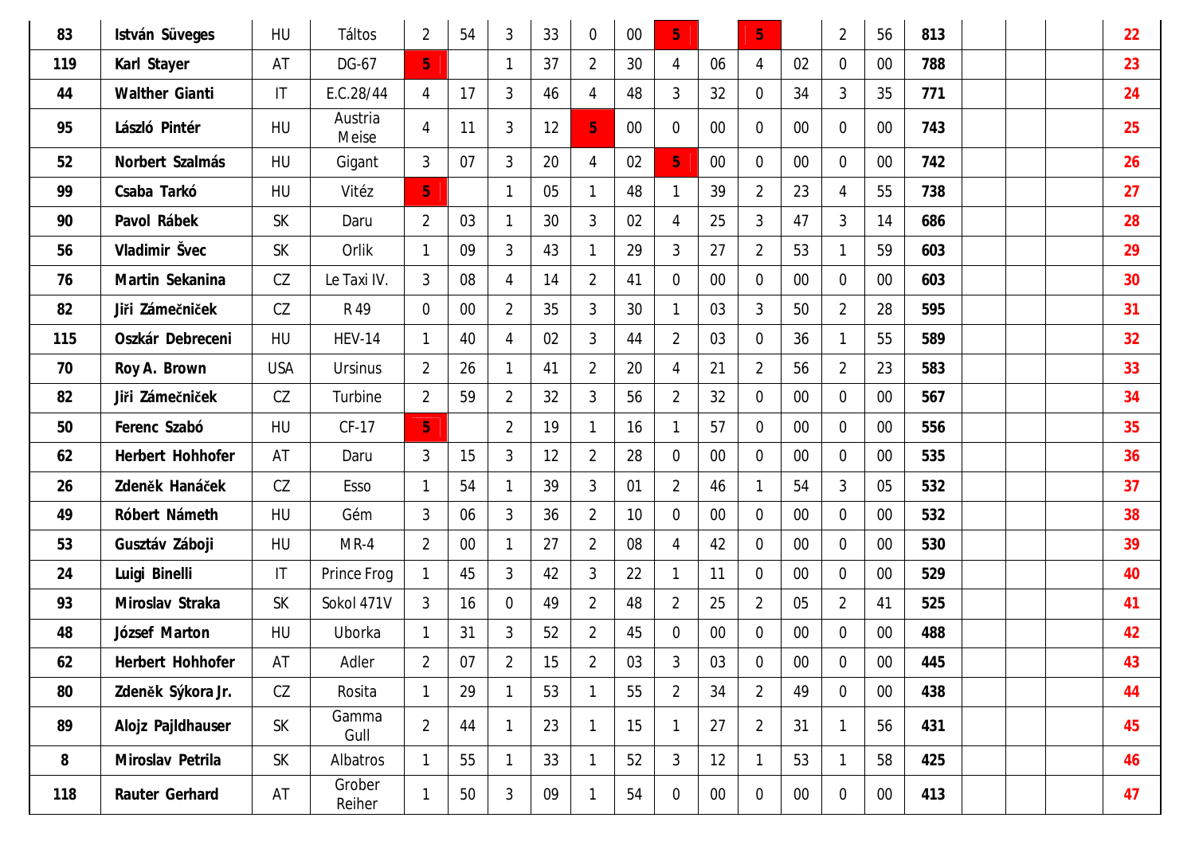| 83 | István Süveges | HU | Táltos | 2 | 54 | 3 | 33 | 0 | 00 | 5 | | 5 | | 2 | 56 | 813 | | | | 22 |
|---|---|---|---|---|---|---|---|---|---|---|---|---|---|---|---|---|---|---|---|---|
| 119 | Karl Stayer | AT | DG-67 | 5 | | 1 | 37 | 2 | 30 | 4 | 06 | 4 | 02 | 0 | 00 | 788 | | | | 23 |
| 44 | Walther Gianti | IT | E.C.28/44 | 4 | 17 | 3 | 46 | 4 | 48 | 3 | 32 | 0 | 34 | 3 | 35 | 771 | | | | 24 |
| 95 | László Pintér | HU | Austria Meise | 4 | 11 | 3 | 12 | 5 | 00 | 0 | 00 | 0 | 00 | 0 | 00 | 743 | | | | 25 |
| 52 | Norbert Szalmás | HU | Gigant | 3 | 07 | 3 | 20 | 4 | 02 | 5 | 00 | 0 | 00 | 0 | 00 | 742 | | | | 26 |
| 99 | Csaba Tarkó | HU | Vitéz | 5 | | 1 | 05 | 1 | 48 | 1 | 39 | 2 | 23 | 4 | 55 | 738 | | | | 27 |
| 90 | Pavol Rábek | SK | Daru | 2 | 03 | 1 | 30 | 3 | 02 | 4 | 25 | 3 | 47 | 3 | 14 | 686 | | | | 28 |
| 56 | Vladimír Švec | SK | Orlik | 1 | 09 | 3 | 43 | 1 | 29 | 3 | 27 | 2 | 53 | 1 | 59 | 603 | | | | 29 |
| 76 | Martin Sekanina | CZ | Le Taxi IV. | 3 | 08 | 4 | 14 | 2 | 41 | 0 | 00 | 0 | 00 | 0 | 00 | 603 | | | | 30 |
| 82 | Jiři Zámečniček | CZ | R 49 | 0 | 00 | 2 | 35 | 3 | 30 | 1 | 03 | 3 | 50 | 2 | 28 | 595 | | | | 31 |
| 115 | Oszkár Debreceni | HU | HEV-14 | 1 | 40 | 4 | 02 | 3 | 44 | 2 | 03 | 0 | 36 | 1 | 55 | 589 | | | | 32 |
| 70 | Roy A. Brown | USA | Ursinus | 2 | 26 | 1 | 41 | 2 | 20 | 4 | 21 | 2 | 56 | 2 | 23 | 583 | | | | 33 |
| 82 | Jiři Zámečniček | CZ | Turbine | 2 | 59 | 2 | 32 | 3 | 56 | 2 | 32 | 0 | 00 | 0 | 00 | 567 | | | | 34 |
| 50 | Ferenc Szabó | HU | CF-17 | 5 | | 2 | 19 | 1 | 16 | 1 | 57 | 0 | 00 | 0 | 00 | 556 | | | | 35 |
| 62 | Herbert Hohhofer | AT | Daru | 3 | 15 | 3 | 12 | 2 | 28 | 0 | 00 | 0 | 00 | 0 | 00 | 535 | | | | 36 |
| 26 | Zdeněk Hanáček | CZ | Esso | 1 | 54 | 1 | 39 | 3 | 01 | 2 | 46 | 1 | 54 | 3 | 05 | 532 | | | | 37 |
| 49 | Róbert Námeth | HU | Gém | 3 | 06 | 3 | 36 | 2 | 10 | 0 | 00 | 0 | 00 | 0 | 00 | 532 | | | | 38 |
| 53 | Gusztáv Záboji | HU | MR-4 | 2 | 00 | 1 | 27 | 2 | 08 | 4 | 42 | 0 | 00 | 0 | 00 | 530 | | | | 39 |
| 24 | Luigi Binelli | IT | Prince Frog | 1 | 45 | 3 | 42 | 3 | 22 | 1 | 11 | 0 | 00 | 0 | 00 | 529 | | | | 40 |
| 93 | Miroslav Straka | SK | Sokol 471V | 3 | 16 | 0 | 49 | 2 | 48 | 2 | 25 | 2 | 05 | 2 | 41 | 525 | | | | 41 |
| 48 | József Marton | HU | Uborka | 1 | 31 | 3 | 52 | 2 | 45 | 0 | 00 | 0 | 00 | 0 | 00 | 488 | | | | 42 |
| 62 | Herbert Hohhofer | AT | Adler | 2 | 07 | 2 | 15 | 2 | 03 | 3 | 03 | 0 | 00 | 0 | 00 | 445 | | | | 43 |
| 80 | Zdeněk Sýkora Jr. | CZ | Rosita | 1 | 29 | 1 | 53 | 1 | 55 | 2 | 34 | 2 | 49 | 0 | 00 | 438 | | | | 44 |
| 89 | Alojz Pajldhauser | SK | Gamma Gull | 2 | 44 | 1 | 23 | 1 | 15 | 1 | 27 | 2 | 31 | 1 | 56 | 431 | | | | 45 |
| 8 | Miroslav Petrila | SK | Albatros | 1 | 55 | 1 | 33 | 1 | 52 | 3 | 12 | 1 | 53 | 1 | 58 | 425 | | | | 46 |
| 118 | Rauter Gerhard | AT | Grober Reiher | 1 | 50 | 3 | 09 | 1 | 54 | 0 | 00 | 0 | 00 | 0 | 00 | 413 | | | | 47 |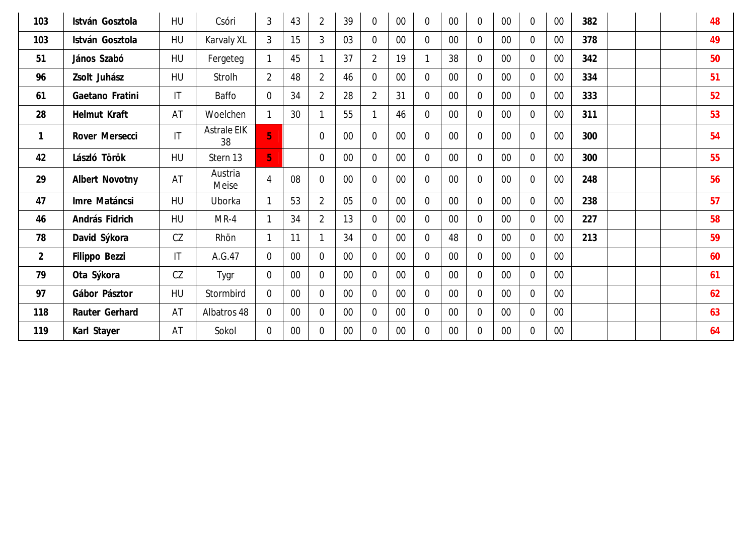| | | | | | | | | | | | | | | | | | | | | |
|---|---|---|---|---|---|---|---|---|---|---|---|---|---|---|---|---|---|---|---|---|
| 103 | **István Gosztola** | HU | Csóri | 3 | 43 | 2 | 39 | 0 | 00 | 0 | 00 | 0 | 00 | 0 | 00 | **382** | | | | **48** |
| 103 | **István Gosztola** | HU | Karvaly XL | 3 | 15 | 3 | 03 | 0 | 00 | 0 | 00 | 0 | 00 | 0 | 00 | **378** | | | | **49** |
| 51 | **János Szabó** | HU | Fergeteg | 1 | 45 | 1 | 37 | 2 | 19 | 1 | 38 | 0 | 00 | 0 | 00 | **342** | | | | **50** |
| 96 | **Zsolt Juhász** | HU | Strolh | 2 | 48 | 2 | 46 | 0 | 00 | 0 | 00 | 0 | 00 | 0 | 00 | **334** | | | | **51** |
| 61 | **Gaetano Fratini** | IT | Baffo | 0 | 34 | 2 | 28 | 2 | 31 | 0 | 00 | 0 | 00 | 0 | 00 | **333** | | | | **52** |
| 28 | **Helmut Kraft** | AT | Woelchen | 1 | 30 | 1 | 55 | 1 | 46 | 0 | 00 | 0 | 00 | 0 | 00 | **311** | | | | **53** |
| 1 | **Rover Mersecci** | IT | Astrale EIK 38 | 5 | | 0 | 00 | 0 | 00 | 0 | 00 | 0 | 00 | 0 | 00 | **300** | | | | **54** |
| 42 | **László Török** | HU | Stern 13 | 5 | | 0 | 00 | 0 | 00 | 0 | 00 | 0 | 00 | 0 | 00 | **300** | | | | **55** |
| 29 | **Albert Novotny** | AT | Austria Meise | 4 | 08 | 0 | 00 | 0 | 00 | 0 | 00 | 0 | 00 | 0 | 00 | **248** | | | | **56** |
| 47 | **Imre Matáncsi** | HU | Uborka | 1 | 53 | 2 | 05 | 0 | 00 | 0 | 00 | 0 | 00 | 0 | 00 | **238** | | | | **57** |
| 46 | **András Fidrich** | HU | MR-4 | 1 | 34 | 2 | 13 | 0 | 00 | 0 | 00 | 0 | 00 | 0 | 00 | **227** | | | | **58** |
| 78 | **David Sýkora** | CZ | Rhön | 1 | 11 | 1 | 34 | 0 | 00 | 0 | 48 | 0 | 00 | 0 | 00 | **213** | | | | **59** |
| 2 | **Filippo Bezzi** | IT | A.G.47 | 0 | 00 | 0 | 00 | 0 | 00 | 0 | 00 | 0 | 00 | 0 | 00 | | | | | **60** |
| 79 | **Ota Sýkora** | CZ | Tygr | 0 | 00 | 0 | 00 | 0 | 00 | 0 | 00 | 0 | 00 | 0 | 00 | | | | | **61** |
| 97 | **Gábor Pásztor** | HU | Stormbird | 0 | 00 | 0 | 00 | 0 | 00 | 0 | 00 | 0 | 00 | 0 | 00 | | | | | **62** |
| 118 | **Rauter Gerhard** | AT | Albatros 48 | 0 | 00 | 0 | 00 | 0 | 00 | 0 | 00 | 0 | 00 | 0 | 00 | | | | | **63** |
| 119 | **Karl Stayer** | AT | Sokol | 0 | 00 | 0 | 00 | 0 | 00 | 0 | 00 | 0 | 00 | 0 | 00 | | | | | **64** |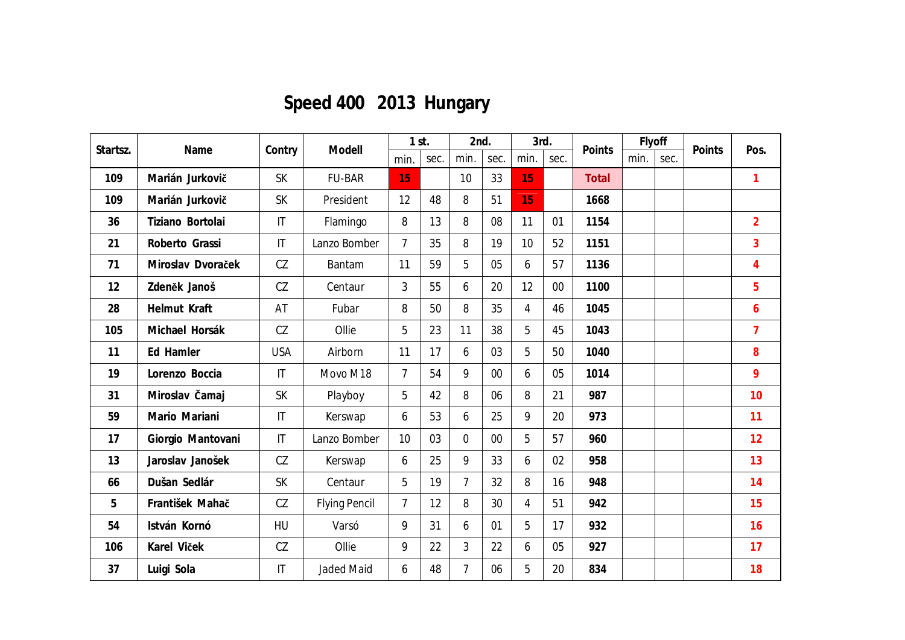# Speed 400 2013 Hungary

| Startsz. | Name | Contry | Modell | 1 st. | | 2nd. | | 3rd. | | Points | Flyoff | | Points | Pos. |
|---|---|---|---|---|---|---|---|---|---|---|---|---|---|---|
| | | | | min. | sec. | min. | sec. | min. | sec. | | min. | sec. | | |
| 109 | Marián Jurkovič | SK | FU-BAR | 15 | | 10 | 33 | 15 | | Total | | | | 1 |
| 109 | Marián Jurkovič | SK | President | 12 | 48 | 8 | 51 | 15 | | 1668 | | | | |
| 36 | Tiziano Bortolai | IT | Flamingo | 8 | 13 | 8 | 08 | 11 | 01 | 1154 | | | | 2 |
| 21 | Roberto Grassi | IT | Lanzo Bomber | 7 | 35 | 8 | 19 | 10 | 52 | 1151 | | | | 3 |
| 71 | Miroslav Dvoraček | CZ | Bantam | 11 | 59 | 5 | 05 | 6 | 57 | 1136 | | | | 4 |
| 12 | Zdeněk Janoš | CZ | Centaur | 3 | 55 | 6 | 20 | 12 | 00 | 1100 | | | | 5 |
| 28 | Helmut Kraft | AT | Fubar | 8 | 50 | 8 | 35 | 4 | 46 | 1045 | | | | 6 |
| 105 | Michael Horsák | CZ | Ollie | 5 | 23 | 11 | 38 | 5 | 45 | 1043 | | | | 7 |
| 11 | Ed Hamler | USA | Airborn | 11 | 17 | 6 | 03 | 5 | 50 | 1040 | | | | 8 |
| 19 | Lorenzo Boccia | IT | Movo M18 | 7 | 54 | 9 | 00 | 6 | 05 | 1014 | | | | 9 |
| 31 | Miroslav Čamaj | SK | Playboy | 5 | 42 | 8 | 06 | 8 | 21 | 987 | | | | 10 |
| 59 | Mario Mariani | IT | Kerswap | 6 | 53 | 6 | 25 | 9 | 20 | 973 | | | | 11 |
| 17 | Giorgio Mantovani | IT | Lanzo Bomber | 10 | 03 | 0 | 00 | 5 | 57 | 960 | | | | 12 |
| 13 | Jaroslav Janošek | CZ | Kerswap | 6 | 25 | 9 | 33 | 6 | 02 | 958 | | | | 13 |
| 66 | Dušan Sedlár | SK | Centaur | 5 | 19 | 7 | 32 | 8 | 16 | 948 | | | | 14 |
| 5 | František Mahač | CZ | Flying Pencil | 7 | 12 | 8 | 30 | 4 | 51 | 942 | | | | 15 |
| 54 | István Kornó | HU | Varsó | 9 | 31 | 6 | 01 | 5 | 17 | 932 | | | | 16 |
| 106 | Karel Viček | CZ | Ollie | 9 | 22 | 3 | 22 | 6 | 05 | 927 | | | | 17 |
| 37 | Luigi Sola | IT | Jaded Maid | 6 | 48 | 7 | 06 | 5 | 20 | 834 | | | | 18 |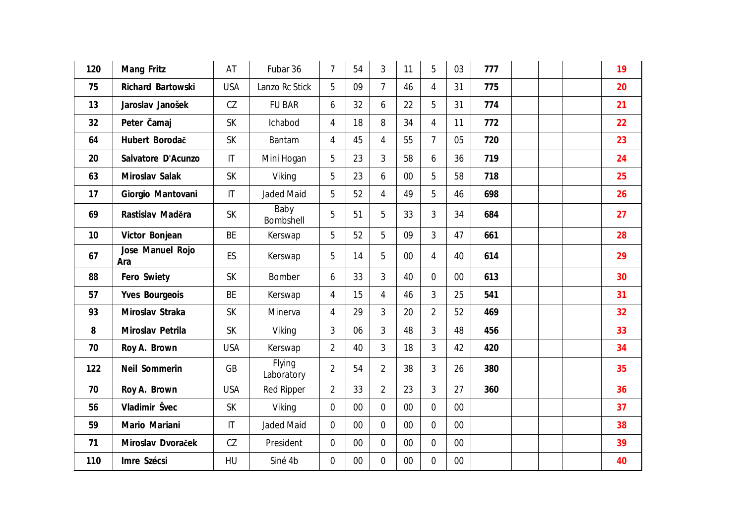| 120 | Mang Fritz | AT | Fubar 36 | 7 | 54 | 3 | 11 | 5 | 03 | 777 | | | | 19 |
|---|---|---|---|---|---|---|---|---|---|---|---|---|---|---|
| 75 | Richard Bartowski | USA | Lanzo Rc Stick | 5 | 09 | 7 | 46 | 4 | 31 | 775 | | | | 20 |
| 13 | Jaroslav Janošek | CZ | FU BAR | 6 | 32 | 6 | 22 | 5 | 31 | 774 | | | | 21 |
| 32 | Peter Čamaj | SK | Ichabod | 4 | 18 | 8 | 34 | 4 | 11 | 772 | | | | 22 |
| 64 | Hubert Borodač | SK | Bantam | 4 | 45 | 4 | 55 | 7 | 05 | 720 | | | | 23 |
| 20 | Salvatore D'Acunzo | IT | Mini Hogan | 5 | 23 | 3 | 58 | 6 | 36 | 719 | | | | 24 |
| 63 | Miroslav Salak | SK | Viking | 5 | 23 | 6 | 00 | 5 | 58 | 718 | | | | 25 |
| 17 | Giorgio Mantovani | IT | Jaded Maid | 5 | 52 | 4 | 49 | 5 | 46 | 698 | | | | 26 |
| 69 | Rastislav Maděra | SK | Baby Bombshell | 5 | 51 | 5 | 33 | 3 | 34 | 684 | | | | 27 |
| 10 | Victor Bonjean | BE | Kerswap | 5 | 52 | 5 | 09 | 3 | 47 | 661 | | | | 28 |
| 67 | Jose Manuel Rojo Ara | ES | Kerswap | 5 | 14 | 5 | 00 | 4 | 40 | 614 | | | | 29 |
| 88 | Fero Swiety | SK | Bomber | 6 | 33 | 3 | 40 | 0 | 00 | 613 | | | | 30 |
| 57 | Yves Bourgeois | BE | Kerswap | 4 | 15 | 4 | 46 | 3 | 25 | 541 | | | | 31 |
| 93 | Miroslav Straka | SK | Minerva | 4 | 29 | 3 | 20 | 2 | 52 | 469 | | | | 32 |
| 8 | Miroslav Petrila | SK | Viking | 3 | 06 | 3 | 48 | 3 | 48 | 456 | | | | 33 |
| 70 | Roy A. Brown | USA | Kerswap | 2 | 40 | 3 | 18 | 3 | 42 | 420 | | | | 34 |
| 122 | Neil Sommerin | GB | Flying Laboratory | 2 | 54 | 2 | 38 | 3 | 26 | 380 | | | | 35 |
| 70 | Roy A. Brown | USA | Red Ripper | 2 | 33 | 2 | 23 | 3 | 27 | 360 | | | | 36 |
| 56 | Vladimír Švec | SK | Viking | 0 | 00 | 0 | 00 | 0 | 00 | | | | | 37 |
| 59 | Mario Mariani | IT | Jaded Maid | 0 | 00 | 0 | 00 | 0 | 00 | | | | | 38 |
| 71 | Miroslav Dvoraček | CZ | President | 0 | 00 | 0 | 00 | 0 | 00 | | | | | 39 |
| 110 | Imre Szécsi | HU | Siné 4b | 0 | 00 | 0 | 00 | 0 | 00 | | | | | 40 |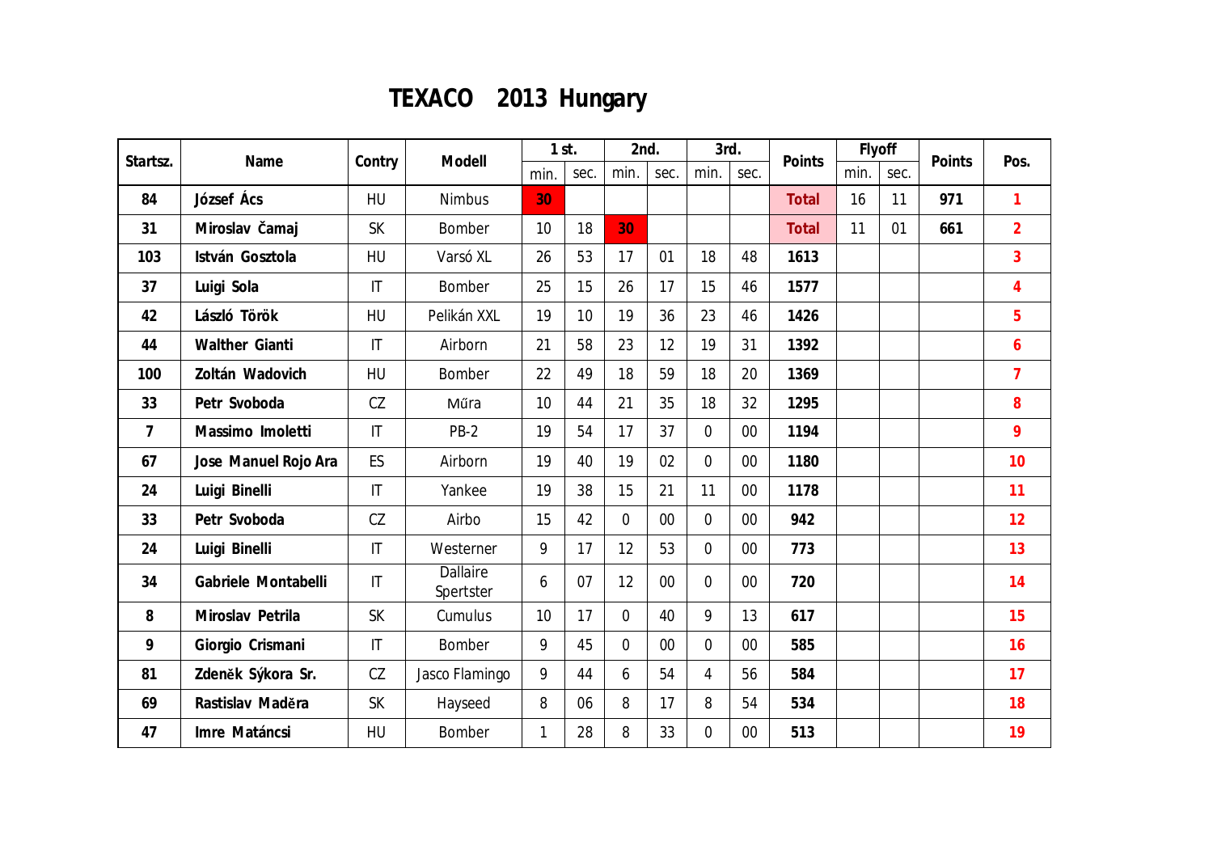# TEXACO 2013 Hungary

| Startsz. | Name | Contry | Modell | 1 st. | | 2nd. | | 3rd. | | Points | Flyoff | | Points | Pos. |
|---|---|---|---|---|---|---|---|---|---|---|---|---|---|---|
| | | | | min. | sec. | min. | sec. | min. | sec. | | min. | sec. | | |
| **84** | **József Ács** | HU | Nimbus | **30** | | | | | | **Total** | 16 | 11 | **971** | **1** |
| **31** | **Miroslav Čamaj** | SK | Bomber | 10 | 18 | **30** | | | | **Total** | 11 | 01 | **661** | **2** |
| **103** | **István Gosztola** | HU | Varsó XL | 26 | 53 | 17 | 01 | 18 | 48 | **1613** | | | | **3** |
| **37** | **Luigi Sola** | IT | Bomber | 25 | 15 | 26 | 17 | 15 | 46 | **1577** | | | | **4** |
| **42** | **László Török** | HU | Pelikán XXL | 19 | 10 | 19 | 36 | 23 | 46 | **1426** | | | | **5** |
| **44** | **Walther Gianti** | IT | Airborn | 21 | 58 | 23 | 12 | 19 | 31 | **1392** | | | | **6** |
| **100** | **Zoltán Wadovich** | HU | Bomber | 22 | 49 | 18 | 59 | 18 | 20 | **1369** | | | | **7** |
| **33** | **Petr Svoboda** | CZ | Műra | 10 | 44 | 21 | 35 | 18 | 32 | **1295** | | | | **8** |
| **7** | **Massimo Imoletti** | IT | PB-2 | 19 | 54 | 17 | 37 | 0 | 00 | **1194** | | | | **9** |
| **67** | **Jose Manuel Rojo Ara** | ES | Airborn | 19 | 40 | 19 | 02 | 0 | 00 | **1180** | | | | **10** |
| **24** | **Luigi Binelli** | IT | Yankee | 19 | 38 | 15 | 21 | 11 | 00 | **1178** | | | | **11** |
| **33** | **Petr Svoboda** | CZ | Airbo | 15 | 42 | 0 | 00 | 0 | 00 | **942** | | | | **12** |
| **24** | **Luigi Binelli** | IT | Westerner | 9 | 17 | 12 | 53 | 0 | 00 | **773** | | | | **13** |
| **34** | **Gabriele Montabelli** | IT | Dallaire Spertster | 6 | 07 | 12 | 00 | 0 | 00 | **720** | | | | **14** |
| **8** | **Miroslav Petrila** | SK | Cumulus | 10 | 17 | 0 | 40 | 9 | 13 | **617** | | | | **15** |
| **9** | **Giorgio Crismani** | IT | Bomber | 9 | 45 | 0 | 00 | 0 | 00 | **585** | | | | **16** |
| **81** | **Zdeněk Sýkora Sr.** | CZ | Jasco Flamingo | 9 | 44 | 6 | 54 | 4 | 56 | **584** | | | | **17** |
| **69** | **Rastislav Maděra** | SK | Hayseed | 8 | 06 | 8 | 17 | 8 | 54 | **534** | | | | **18** |
| **47** | **Imre Matáncsi** | HU | Bomber | 1 | 28 | 8 | 33 | 0 | 00 | **513** | | | | **19** |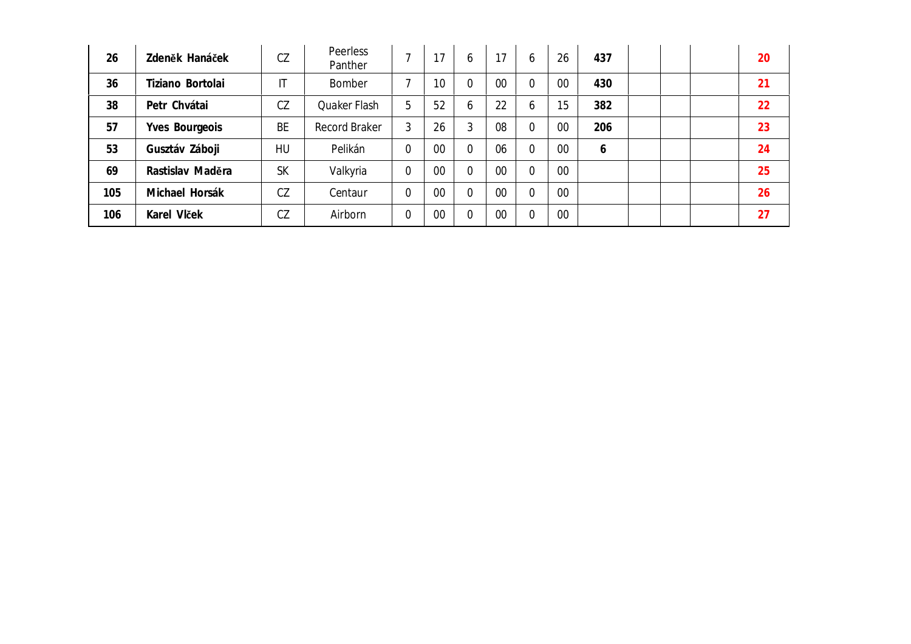| | | | | | | | | | | | | | | |
|---|---|---|---|---|---|---|---|---|---|---|---|---|---|---|
| **26** | **Zdeněk Hanáček** | CZ | Peerless Panther | 7 | 17 | 6 | 17 | 6 | 26 | **437** | | | | **20** |
| **36** | **Tiziano Bortolai** | IT | Bomber | 7 | 10 | 0 | 00 | 0 | 00 | **430** | | | | **21** |
| **38** | **Petr Chvátai** | CZ | Quaker Flash | 5 | 52 | 6 | 22 | 6 | 15 | **382** | | | | **22** |
| **57** | **Yves Bourgeois** | BE | Record Braker | 3 | 26 | 3 | 08 | 0 | 00 | **206** | | | | **23** |
| **53** | **Gusztáv Záboji** | HU | Pelikán | 0 | 00 | 0 | 06 | 0 | 00 | **6** | | | | **24** |
| **69** | **Rastislav Maděra** | SK | Valkyria | 0 | 00 | 0 | 00 | 0 | 00 | | | | | **25** |
| **105** | **Michael Horsák** | CZ | Centaur | 0 | 00 | 0 | 00 | 0 | 00 | | | | | **26** |
| **106** | **Karel Vlček** | CZ | Airborn | 0 | 00 | 0 | 00 | 0 | 00 | | | | | **27** |